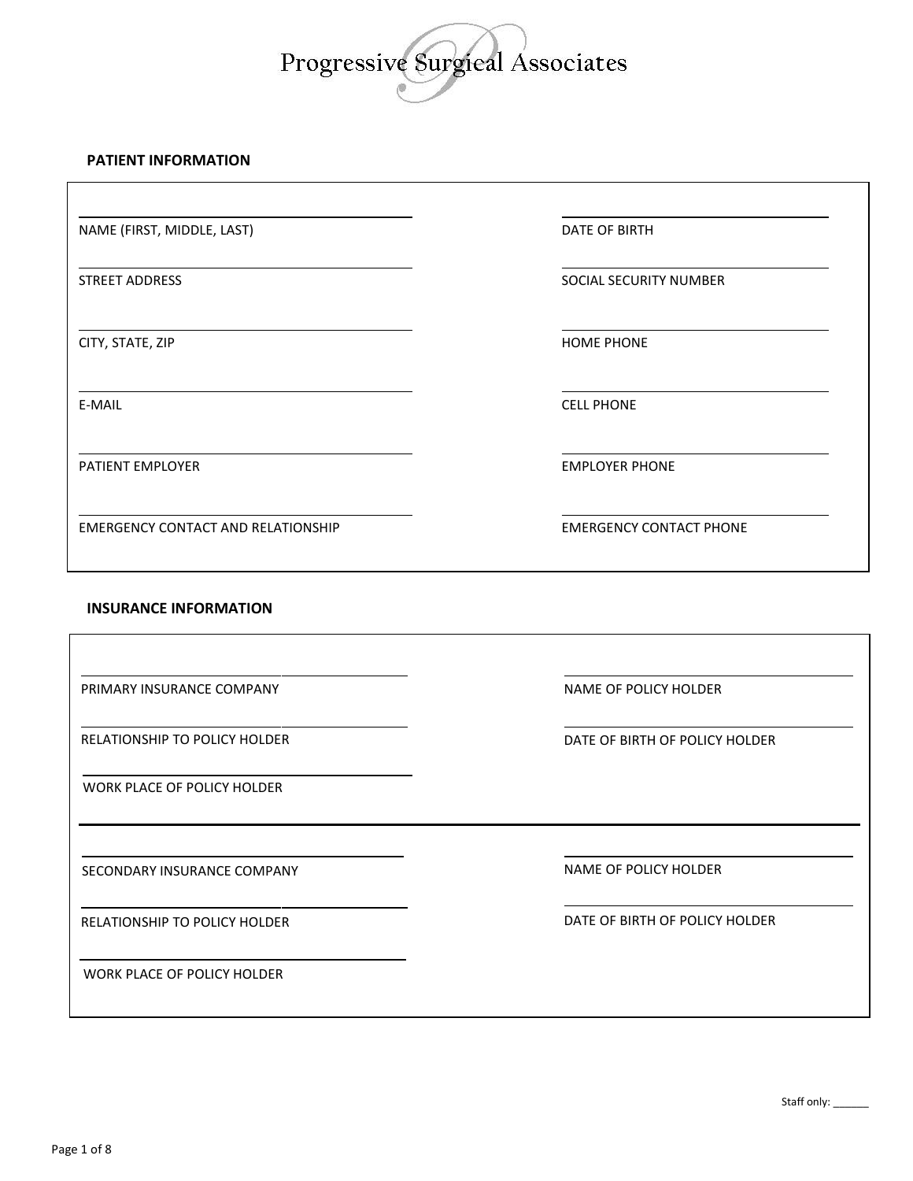# Progressive Surgical Associates

## PATIENT INFORMATION

| | |
|---|---|
| NAME (FIRST, MIDDLE, LAST) | DATE OF BIRTH |
| STREET ADDRESS | SOCIAL SECURITY NUMBER |
| CITY, STATE, ZIP | HOME PHONE |
| E-MAIL | CELL PHONE |
| PATIENT EMPLOYER | EMPLOYER PHONE |
| EMERGENCY CONTACT AND RELATIONSHIP | EMERGENCY CONTACT PHONE |

## INSURANCE INFORMATION

| | |
|---|---|
| PRIMARY INSURANCE COMPANY | NAME OF POLICY HOLDER |
| RELATIONSHIP TO POLICY HOLDER | DATE OF BIRTH OF POLICY HOLDER |
| WORK PLACE OF POLICY HOLDER | |

| | |
|---|---|
| SECONDARY INSURANCE COMPANY | NAME OF POLICY HOLDER |
| RELATIONSHIP TO POLICY HOLDER | DATE OF BIRTH OF POLICY HOLDER |
| WORK PLACE OF POLICY HOLDER | |

Staff only: ______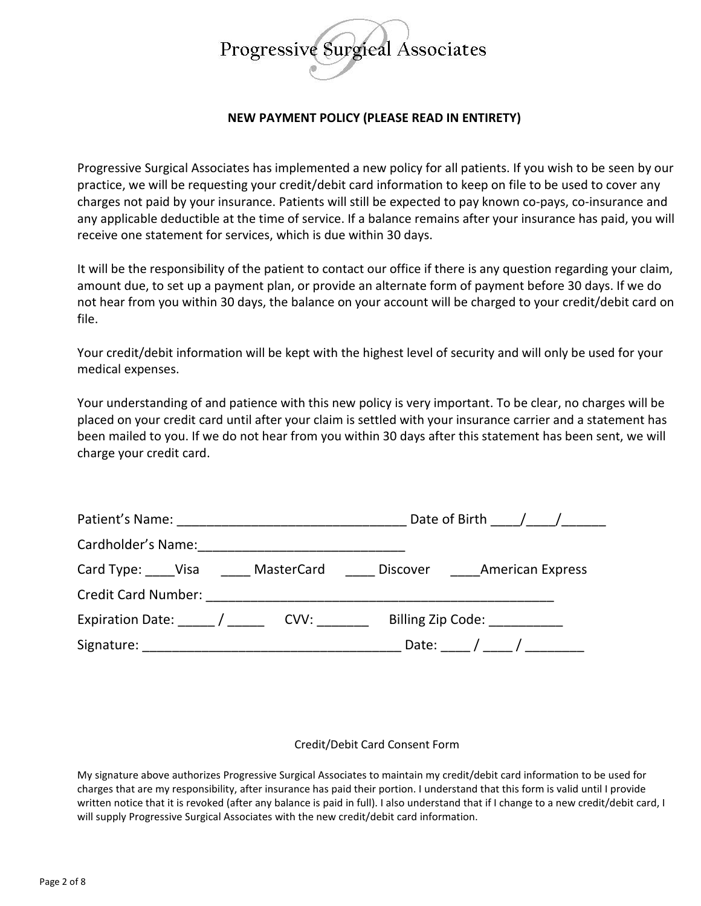Progressive Surgical Associates

## NEW PAYMENT POLICY (PLEASE READ IN ENTIRETY)

Progressive Surgical Associates has implemented a new policy for all patients. If you wish to be seen by our practice, we will be requesting your credit/debit card information to keep on file to be used to cover any charges not paid by your insurance. Patients will still be expected to pay known co-pays, co-insurance and any applicable deductible at the time of service. If a balance remains after your insurance has paid, you will receive one statement for services, which is due within 30 days.

It will be the responsibility of the patient to contact our office if there is any question regarding your claim, amount due, to set up a payment plan, or provide an alternate form of payment before 30 days. If we do not hear from you within 30 days, the balance on your account will be charged to your credit/debit card on file.

Your credit/debit information will be kept with the highest level of security and will only be used for your medical expenses.

Your understanding of and patience with this new policy is very important. To be clear, no charges will be placed on your credit card until after your claim is settled with your insurance carrier and a statement has been mailed to you. If we do not hear from you within 30 days after this statement has been sent, we will charge your credit card.

Patient's Name: _______________________________ Date of Birth ____/____/______

Cardholder's Name:___________________________

Card Type: ____Visa ____ MasterCard ____ Discover ____American Express

Credit Card Number: _______________________________________________

Expiration Date: _____ / _____ CVV: _______ Billing Zip Code: __________

Signature: __________________________________ Date: ____ / ____ / ________

Credit/Debit Card Consent Form

My signature above authorizes Progressive Surgical Associates to maintain my credit/debit card information to be used for charges that are my responsibility, after insurance has paid their portion. I understand that this form is valid until I provide written notice that it is revoked (after any balance is paid in full). I also understand that if I change to a new credit/debit card, I will supply Progressive Surgical Associates with the new credit/debit card information.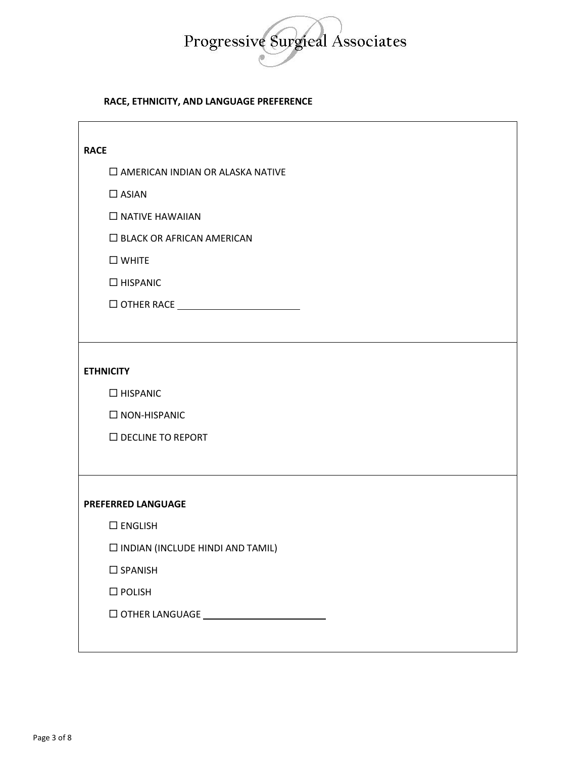Progressive Surgical Associates

## RACE, ETHNICITY, AND LANGUAGE PREFERENCE

**RACE**

☐ AMERICAN INDIAN OR ALASKA NATIVE

☐ ASIAN

☐ NATIVE HAWAIIAN

☐ BLACK OR AFRICAN AMERICAN

☐ WHITE

☐ HISPANIC

☐ OTHER RACE ________________________

**ETHNICITY**

☐ HISPANIC

☐ NON-HISPANIC

☐ DECLINE TO REPORT

**PREFERRED LANGUAGE**

☐ ENGLISH

☐ INDIAN (INCLUDE HINDI AND TAMIL)

☐ SPANISH

☐ POLISH

☐ OTHER LANGUAGE ________________________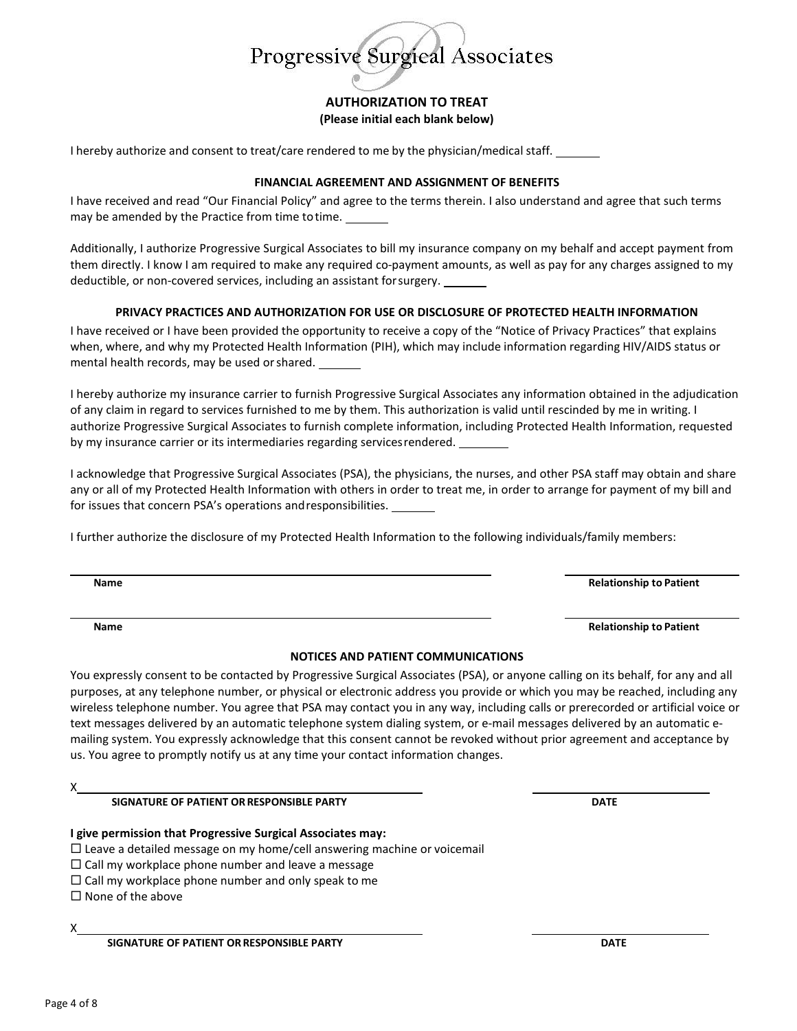# Progressive Surgical Associates

## AUTHORIZATION TO TREAT

**(Please initial each blank below)**

I hereby authorize and consent to treat/care rendered to me by the physician/medical staff. _______

### FINANCIAL AGREEMENT AND ASSIGNMENT OF BENEFITS

I have received and read "Our Financial Policy" and agree to the terms therein. I also understand and agree that such terms may be amended by the Practice from time to time. _______

Additionally, I authorize Progressive Surgical Associates to bill my insurance company on my behalf and accept payment from them directly. I know I am required to make any required co-payment amounts, as well as pay for any charges assigned to my deductible, or non-covered services, including an assistant for surgery. _______

### PRIVACY PRACTICES AND AUTHORIZATION FOR USE OR DISCLOSURE OF PROTECTED HEALTH INFORMATION

I have received or I have been provided the opportunity to receive a copy of the "Notice of Privacy Practices" that explains when, where, and why my Protected Health Information (PIH), which may include information regarding HIV/AIDS status or mental health records, may be used or shared. _______

I hereby authorize my insurance carrier to furnish Progressive Surgical Associates any information obtained in the adjudication of any claim in regard to services furnished to me by them. This authorization is valid until rescinded by me in writing. I authorize Progressive Surgical Associates to furnish complete information, including Protected Health Information, requested by my insurance carrier or its intermediaries regarding services rendered. _______

I acknowledge that Progressive Surgical Associates (PSA), the physicians, the nurses, and other PSA staff may obtain and share any or all of my Protected Health Information with others in order to treat me, in order to arrange for payment of my bill and for issues that concern PSA's operations and responsibilities. _______

I further authorize the disclosure of my Protected Health Information to the following individuals/family members:

| Name | Relationship to Patient |
|---|---|
| | |
| | |

### NOTICES AND PATIENT COMMUNICATIONS

You expressly consent to be contacted by Progressive Surgical Associates (PSA), or anyone calling on its behalf, for any and all purposes, at any telephone number, or physical or electronic address you provide or which you may be reached, including any wireless telephone number. You agree that PSA may contact you in any way, including calls or prerecorded or artificial voice or text messages delivered by an automatic telephone system dialing system, or e-mail messages delivered by an automatic e-mailing system. You expressly acknowledge that this consent cannot be revoked without prior agreement and acceptance by us. You agree to promptly notify us at any time your contact information changes.

X______________________________________ ____________________

**SIGNATURE OF PATIENT OR RESPONSIBLE PARTY** **DATE**

**I give permission that Progressive Surgical Associates may:**

- ☐ Leave a detailed message on my home/cell answering machine or voicemail
- ☐ Call my workplace phone number and leave a message
- ☐ Call my workplace phone number and only speak to me
- ☐ None of the above

X______________________________________ ____________________

**SIGNATURE OF PATIENT OR RESPONSIBLE PARTY** **DATE**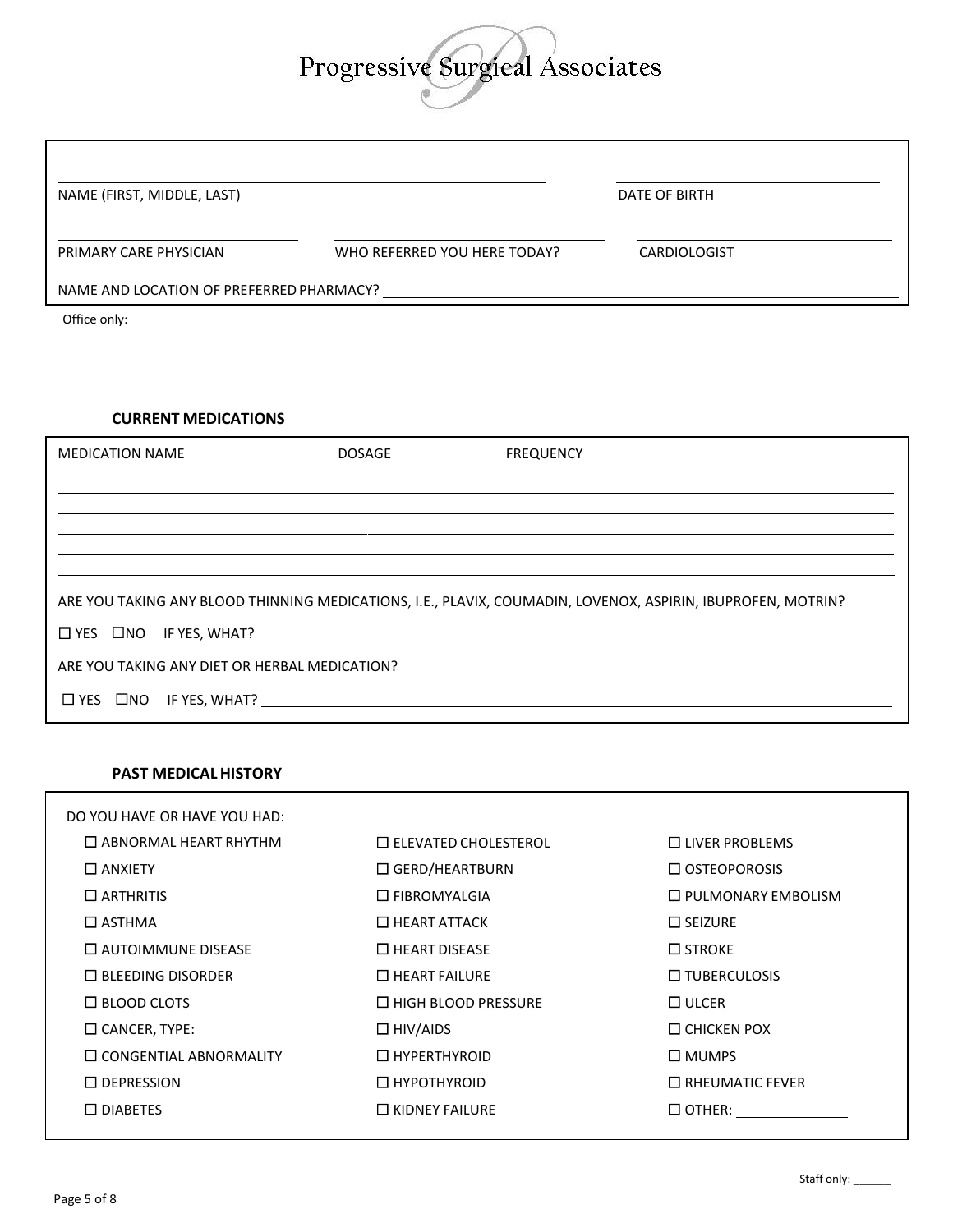# Progressive Surgical Associates

NAME (FIRST, MIDDLE, LAST) ______________________ DATE OF BIRTH ______________________

PRIMARY CARE PHYSICIAN ______________________ WHO REFERRED YOU HERE TODAY? ______________________ CARDIOLOGIST ______________________

NAME AND LOCATION OF PREFERRED PHARMACY? ______________________

Office only:

**CURRENT MEDICATIONS**

| MEDICATION NAME | DOSAGE | FREQUENCY |
|---|---|---|
| | | |
| | | |
| | | |
| | | |
| | | |

ARE YOU TAKING ANY BLOOD THINNING MEDICATIONS, I.E., PLAVIX, COUMADIN, LOVENOX, ASPIRIN, IBUPROFEN, MOTRIN?

☐ YES ☐ NO IF YES, WHAT? ______________________

ARE YOU TAKING ANY DIET OR HERBAL MEDICATION?

☐ YES ☐ NO IF YES, WHAT? ______________________

**PAST MEDICAL HISTORY**

DO YOU HAVE OR HAVE YOU HAD:

- ☐ ABNORMAL HEART RHYTHM
- ☐ ANXIETY
- ☐ ARTHRITIS
- ☐ ASTHMA
- ☐ AUTOIMMUNE DISEASE
- ☐ BLEEDING DISORDER
- ☐ BLOOD CLOTS
- ☐ CANCER, TYPE: ______________
- ☐ CONGENTIAL ABNORMALITY
- ☐ DEPRESSION
- ☐ DIABETES
- ☐ ELEVATED CHOLESTEROL
- ☐ GERD/HEARTBURN
- ☐ FIBROMYALGIA
- ☐ HEART ATTACK
- ☐ HEART DISEASE
- ☐ HEART FAILURE
- ☐ HIGH BLOOD PRESSURE
- ☐ HIV/AIDS
- ☐ HYPERTHYROID
- ☐ HYPOTHYROID
- ☐ KIDNEY FAILURE
- ☐ LIVER PROBLEMS
- ☐ OSTEOPOROSIS
- ☐ PULMONARY EMBOLISM
- ☐ SEIZURE
- ☐ STROKE
- ☐ TUBERCULOSIS
- ☐ ULCER
- ☐ CHICKEN POX
- ☐ MUMPS
- ☐ RHEUMATIC FEVER
- ☐ OTHER: ______________

Staff only: ______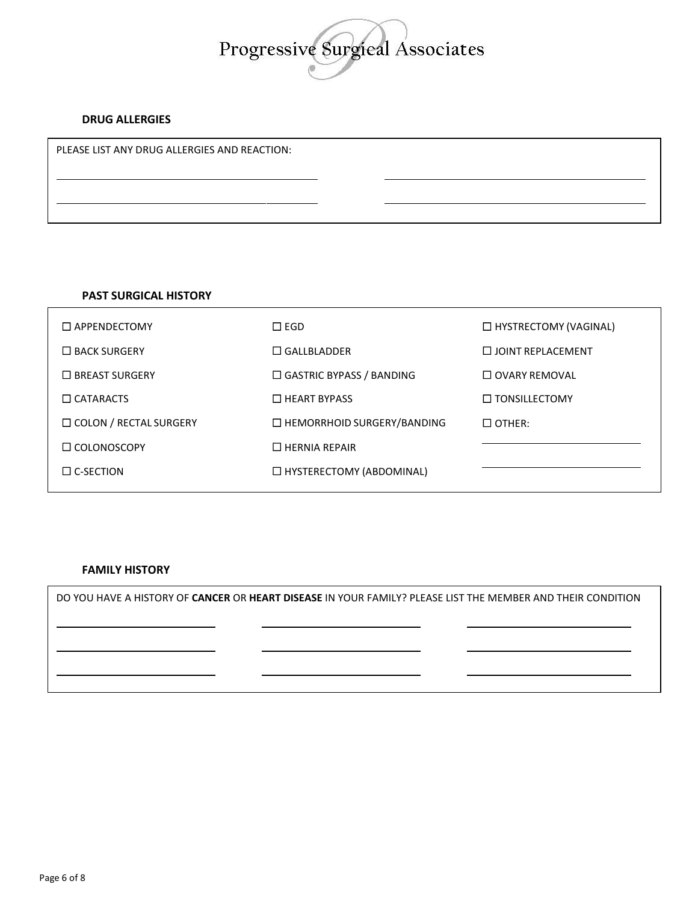Progressive Surgical Associates

**DRUG ALLERGIES**

PLEASE LIST ANY DRUG ALLERGIES AND REACTION:

______________________________ ______________________________

______________________________ ______________________________

**PAST SURGICAL HISTORY**

| | | |
|---|---|---|
| ☐ APPENDECTOMY | ☐ EGD | ☐ HYSTRECTOMY (VAGINAL) |
| ☐ BACK SURGERY | ☐ GALLBLADDER | ☐ JOINT REPLACEMENT |
| ☐ BREAST SURGERY | ☐ GASTRIC BYPASS / BANDING | ☐ OVARY REMOVAL |
| ☐ CATARACTS | ☐ HEART BYPASS | ☐ TONSILLECTOMY |
| ☐ COLON / RECTAL SURGERY | ☐ HEMORRHOID SURGERY/BANDING | ☐ OTHER: |
| ☐ COLONOSCOPY | ☐ HERNIA REPAIR | ______________________________ |
| ☐ C-SECTION | ☐ HYSTERECTOMY (ABDOMINAL) | ______________________________ |

**FAMILY HISTORY**

DO YOU HAVE A HISTORY OF **CANCER** OR **HEART DISEASE** IN YOUR FAMILY? PLEASE LIST THE MEMBER AND THEIR CONDITION

______________________________ ______________________________ ______________________________

______________________________ ______________________________ ______________________________

______________________________ ______________________________ ______________________________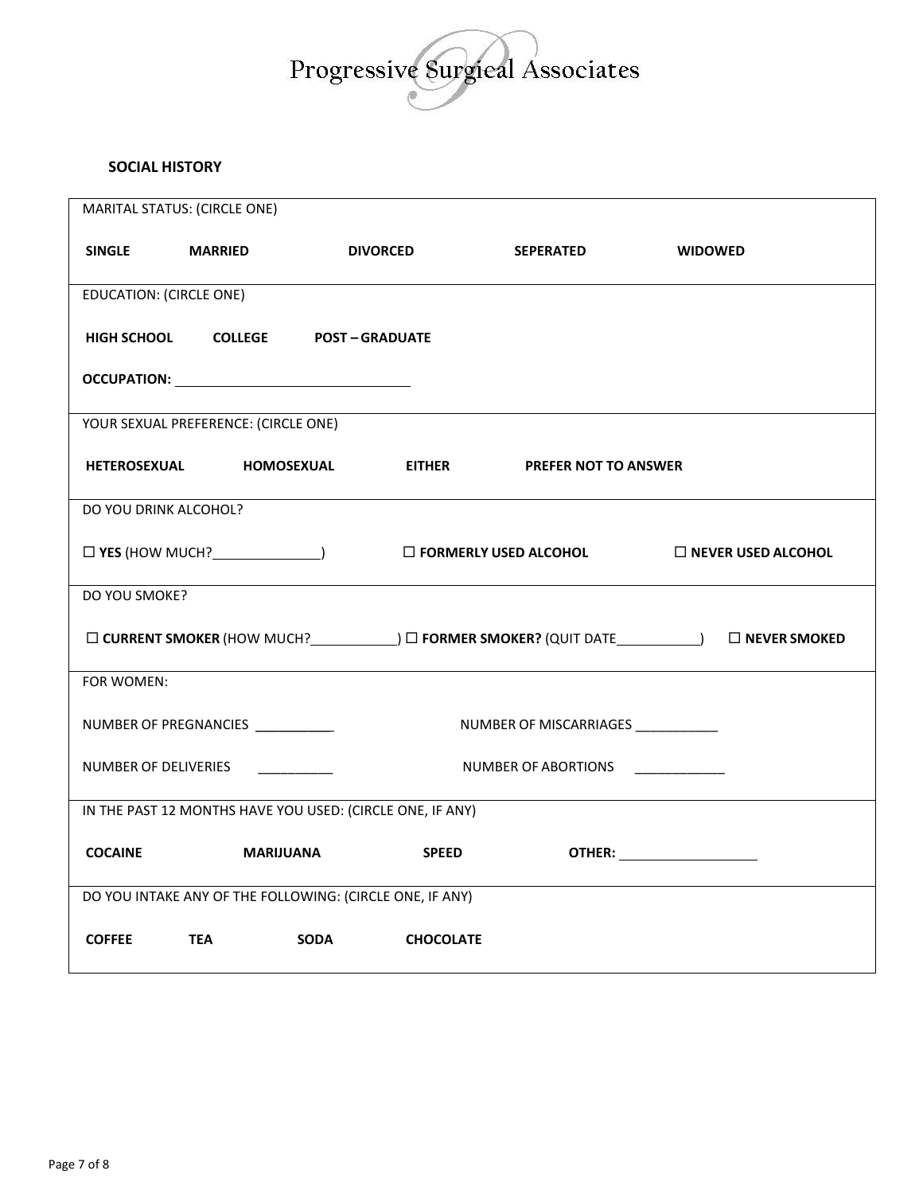Progressive Surgical Associates

## SOCIAL HISTORY

MARITAL STATUS: (CIRCLE ONE)

**SINGLE** **MARRIED** **DIVORCED** **SEPERATED** **WIDOWED**

---

EDUCATION: (CIRCLE ONE)

**HIGH SCHOOL** **COLLEGE** **POST – GRADUATE**

**OCCUPATION:** ______________________________

---

YOUR SEXUAL PREFERENCE: (CIRCLE ONE)

**HETEROSEXUAL** **HOMOSEXUAL** **EITHER** **PREFER NOT TO ANSWER**

---

DO YOU DRINK ALCOHOL?

☐ **YES** (HOW MUCH?______________) ☐ **FORMERLY USED ALCOHOL** ☐ **NEVER USED ALCOHOL**

---

DO YOU SMOKE?

☐ **CURRENT SMOKER** (HOW MUCH?___________) ☐ **FORMER SMOKER?** (QUIT DATE___________) ☐ **NEVER SMOKED**

---

FOR WOMEN:

NUMBER OF PREGNANCIES __________ NUMBER OF MISCARRIAGES ___________

NUMBER OF DELIVERIES __________ NUMBER OF ABORTIONS ____________

---

IN THE PAST 12 MONTHS HAVE YOU USED: (CIRCLE ONE, IF ANY)

**COCAINE** **MARIJUANA** **SPEED** **OTHER:** __________________

---

DO YOU INTAKE ANY OF THE FOLLOWING: (CIRCLE ONE, IF ANY)

**COFFEE** **TEA** **SODA** **CHOCOLATE**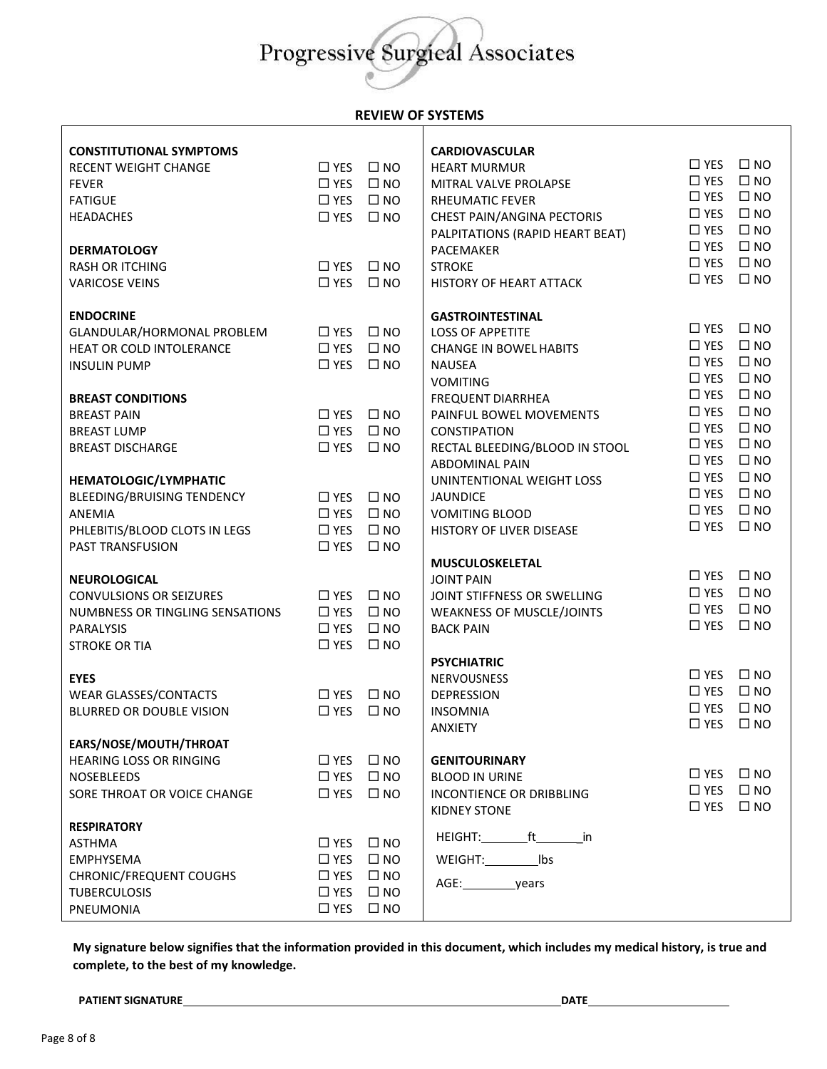# Progressive Surgical Associates

## REVIEW OF SYSTEMS

**CONSTITUTIONAL SYMPTOMS**

| | | |
|---|---|---|
| RECENT WEIGHT CHANGE | ☐ YES | ☐ NO |
| FEVER | ☐ YES | ☐ NO |
| FATIGUE | ☐ YES | ☐ NO |
| HEADACHES | ☐ YES | ☐ NO |

**DERMATOLOGY**

| | | |
|---|---|---|
| RASH OR ITCHING | ☐ YES | ☐ NO |
| VARICOSE VEINS | ☐ YES | ☐ NO |

**ENDOCRINE**

| | | |
|---|---|---|
| GLANDULAR/HORMONAL PROBLEM | ☐ YES | ☐ NO |
| HEAT OR COLD INTOLERANCE | ☐ YES | ☐ NO |
| INSULIN PUMP | ☐ YES | ☐ NO |

**BREAST CONDITIONS**

| | | |
|---|---|---|
| BREAST PAIN | ☐ YES | ☐ NO |
| BREAST LUMP | ☐ YES | ☐ NO |
| BREAST DISCHARGE | ☐ YES | ☐ NO |

**HEMATOLOGIC/LYMPHATIC**

| | | |
|---|---|---|
| BLEEDING/BRUISING TENDENCY | ☐ YES | ☐ NO |
| ANEMIA | ☐ YES | ☐ NO |
| PHLEBITIS/BLOOD CLOTS IN LEGS | ☐ YES | ☐ NO |
| PAST TRANSFUSION | ☐ YES | ☐ NO |

**NEUROLOGICAL**

| | | |
|---|---|---|
| CONVULSIONS OR SEIZURES | ☐ YES | ☐ NO |
| NUMBNESS OR TINGLING SENSATIONS | ☐ YES | ☐ NO |
| PARALYSIS | ☐ YES | ☐ NO |
| STROKE OR TIA | ☐ YES | ☐ NO |

**EYES**

| | | |
|---|---|---|
| WEAR GLASSES/CONTACTS | ☐ YES | ☐ NO |
| BLURRED OR DOUBLE VISION | ☐ YES | ☐ NO |

**EARS/NOSE/MOUTH/THROAT**

| | | |
|---|---|---|
| HEARING LOSS OR RINGING | ☐ YES | ☐ NO |
| NOSEBLEEDS | ☐ YES | ☐ NO |
| SORE THROAT OR VOICE CHANGE | ☐ YES | ☐ NO |

**RESPIRATORY**

| | | |
|---|---|---|
| ASTHMA | ☐ YES | ☐ NO |
| EMPHYSEMA | ☐ YES | ☐ NO |
| CHRONIC/FREQUENT COUGHS | ☐ YES | ☐ NO |
| TUBERCULOSIS | ☐ YES | ☐ NO |
| PNEUMONIA | ☐ YES | ☐ NO |

**CARDIOVASCULAR**

| | | |
|---|---|---|
| HEART MURMUR | ☐ YES | ☐ NO |
| MITRAL VALVE PROLAPSE | ☐ YES | ☐ NO |
| RHEUMATIC FEVER | ☐ YES | ☐ NO |
| CHEST PAIN/ANGINA PECTORIS | ☐ YES | ☐ NO |
| PALPITATIONS (RAPID HEART BEAT) | ☐ YES | ☐ NO |
| PACEMAKER | ☐ YES | ☐ NO |
| STROKE | ☐ YES | ☐ NO |
| HISTORY OF HEART ATTACK | ☐ YES | ☐ NO |

**GASTROINTESTINAL**

| | | |
|---|---|---|
| LOSS OF APPETITE | ☐ YES | ☐ NO |
| CHANGE IN BOWEL HABITS | ☐ YES | ☐ NO |
| NAUSEA | ☐ YES | ☐ NO |
| VOMITING | ☐ YES | ☐ NO |
| FREQUENT DIARRHEA | ☐ YES | ☐ NO |
| PAINFUL BOWEL MOVEMENTS | ☐ YES | ☐ NO |
| CONSTIPATION | ☐ YES | ☐ NO |
| RECTAL BLEEDING/BLOOD IN STOOL | ☐ YES | ☐ NO |
| ABDOMINAL PAIN | ☐ YES | ☐ NO |
| UNINTENTIONAL WEIGHT LOSS | ☐ YES | ☐ NO |
| JAUNDICE | ☐ YES | ☐ NO |
| VOMITING BLOOD | ☐ YES | ☐ NO |
| HISTORY OF LIVER DISEASE | ☐ YES | ☐ NO |

**MUSCULOSKELETAL**

| | | |
|---|---|---|
| JOINT PAIN | ☐ YES | ☐ NO |
| JOINT STIFFNESS OR SWELLING | ☐ YES | ☐ NO |
| WEAKNESS OF MUSCLE/JOINTS | ☐ YES | ☐ NO |
| BACK PAIN | ☐ YES | ☐ NO |

**PSYCHIATRIC**

| | | |
|---|---|---|
| NERVOUSNESS | ☐ YES | ☐ NO |
| DEPRESSION | ☐ YES | ☐ NO |
| INSOMNIA | ☐ YES | ☐ NO |
| ANXIETY | ☐ YES | ☐ NO |

**GENITOURINARY**

| | | |
|---|---|---|
| BLOOD IN URINE | ☐ YES | ☐ NO |
| INCONTIENCE OR DRIBBLING | ☐ YES | ☐ NO |
| KIDNEY STONE | ☐ YES | ☐ NO |

HEIGHT:_______ft_______in

WEIGHT:________lbs

AGE:________years

**My signature below signifies that the information provided in this document, which includes my medical history, is true and complete, to the best of my knowledge.**

**PATIENT SIGNATURE**_______________________________________________ **DATE**______________________